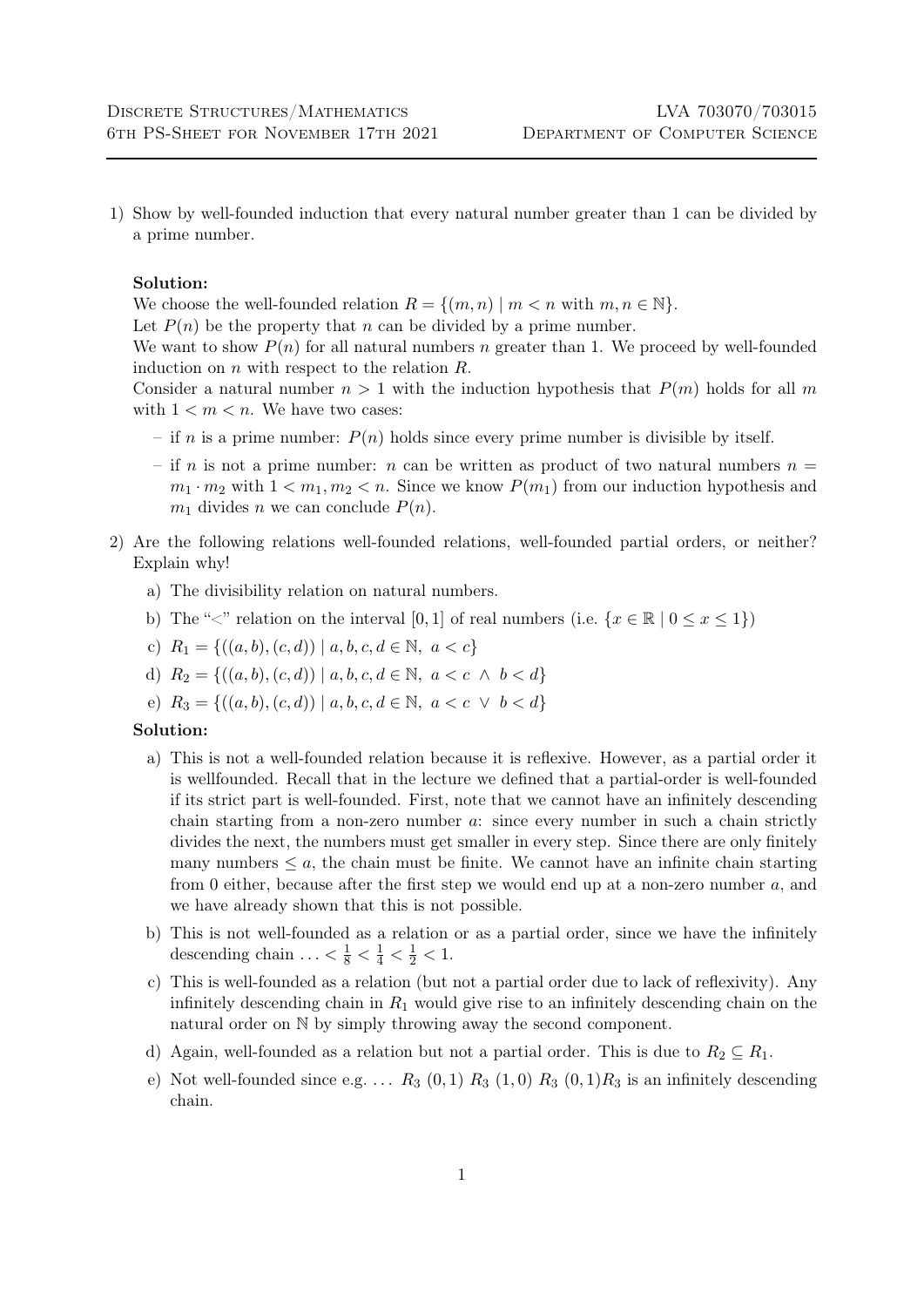Discrete Structures/Mathematics — LVA 703070/703015
6th PS-Sheet for November 17th 2021 — Department of Computer Science

1) Show by well-founded induction that every natural number greater than 1 can be divided by a prime number.

**Solution:**

We choose the well-founded relation $R = \{(m, n) \mid m < n \text{ with } m, n \in \mathbb{N}\}$.

Let $P(n)$ be the property that $n$ can be divided by a prime number.

We want to show $P(n)$ for all natural numbers $n$ greater than 1. We proceed by well-founded induction on $n$ with respect to the relation $R$.

Consider a natural number $n > 1$ with the induction hypothesis that $P(m)$ holds for all $m$ with $1 < m < n$. We have two cases:

- if $n$ is a prime number: $P(n)$ holds since every prime number is divisible by itself.
- if $n$ is not a prime number: $n$ can be written as product of two natural numbers $n = m_1 \cdot m_2$ with $1 < m_1, m_2 < n$. Since we know $P(m_1)$ from our induction hypothesis and $m_1$ divides $n$ we can conclude $P(n)$.

2) Are the following relations well-founded relations, well-founded partial orders, or neither? Explain why!

   a) The divisibility relation on natural numbers.

   b) The "$<$" relation on the interval $[0, 1]$ of real numbers (i.e. $\{x \in \mathbb{R} \mid 0 \leq x \leq 1\}$)

   c) $R_1 = \{((a, b), (c, d)) \mid a, b, c, d \in \mathbb{N},\ a < c\}$

   d) $R_2 = \{((a, b), (c, d)) \mid a, b, c, d \in \mathbb{N},\ a < c \ \wedge\ b < d\}$

   e) $R_3 = \{((a, b), (c, d)) \mid a, b, c, d \in \mathbb{N},\ a < c \ \vee\ b < d\}$

**Solution:**

   a) This is not a well-founded relation because it is reflexive. However, as a partial order it is wellfounded. Recall that in the lecture we defined that a partial-order is well-founded if its strict part is well-founded. First, note that we cannot have an infinitely descending chain starting from a non-zero number $a$: since every number in such a chain strictly divides the next, the numbers must get smaller in every step. Since there are only finitely many numbers $\leq a$, the chain must be finite. We cannot have an infinite chain starting from 0 either, because after the first step we would end up at a non-zero number $a$, and we have already shown that this is not possible.

   b) This is not well-founded as a relation or as a partial order, since we have the infinitely descending chain $\ldots < \frac{1}{8} < \frac{1}{4} < \frac{1}{2} < 1$.

   c) This is well-founded as a relation (but not a partial order due to lack of reflexivity). Any infinitely descending chain in $R_1$ would give rise to an infinitely descending chain on the natural order on $\mathbb{N}$ by simply throwing away the second component.

   d) Again, well-founded as a relation but not a partial order. This is due to $R_2 \subseteq R_1$.

   e) Not well-founded since e.g. $\ldots\ R_3\ (0, 1)\ R_3\ (1, 0)\ R_3\ (0, 1) R_3$ is an infinitely descending chain.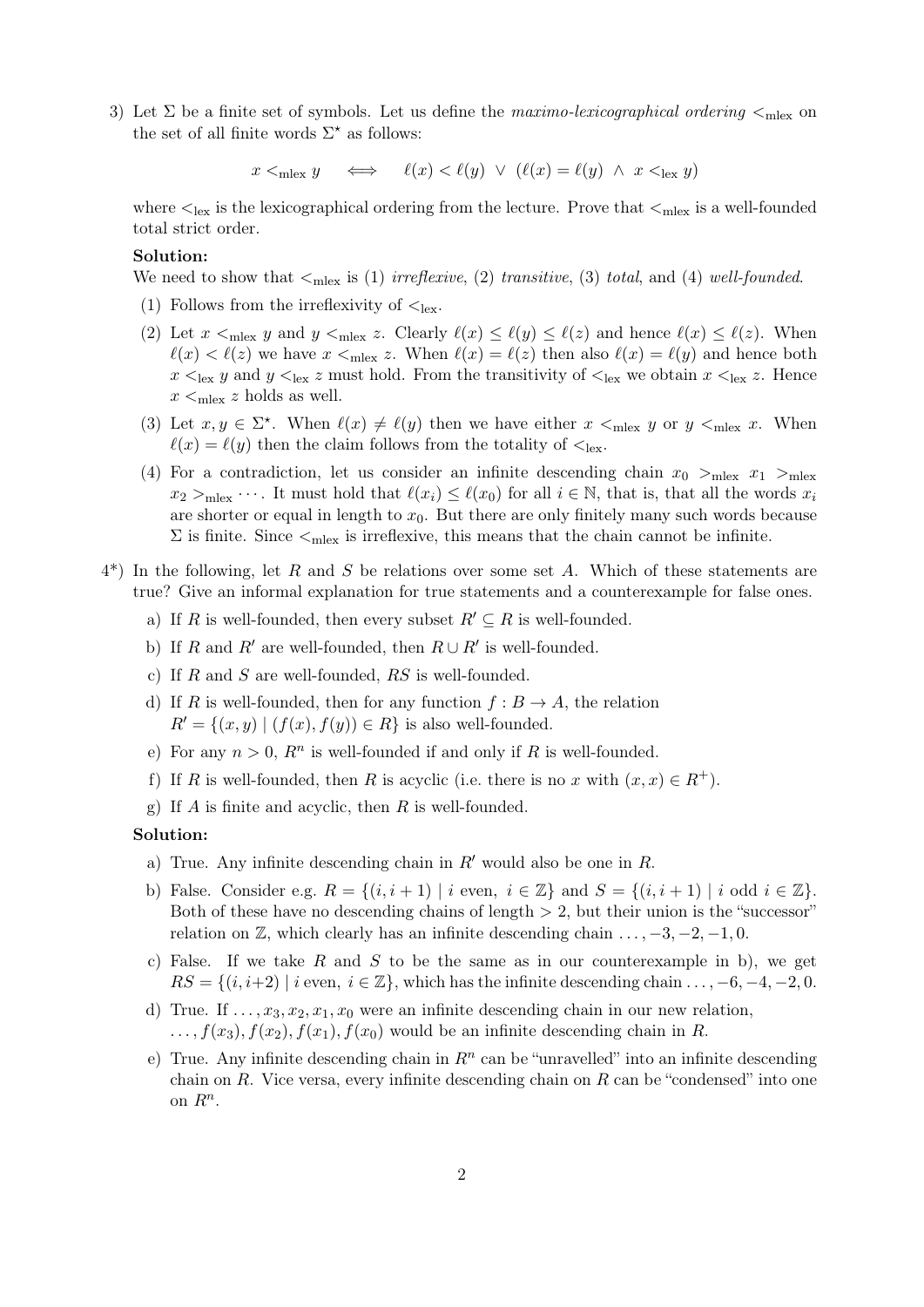3) Let $\Sigma$ be a finite set of symbols. Let us define the *maximo-lexicographical ordering* $<_{\text{mlex}}$ on the set of all finite words $\Sigma^\star$ as follows:

$$x <_{\text{mlex}} y \quad \Longleftrightarrow \quad \ell(x) < \ell(y) \ \vee \ (\ell(x) = \ell(y) \ \wedge \ x <_{\text{lex}} y)$$

where $<_{\text{lex}}$ is the lexicographical ordering from the lecture. Prove that $<_{\text{mlex}}$ is a well-founded total strict order.

**Solution:**
We need to show that $<_{\text{mlex}}$ is (1) *irreflexive*, (2) *transitive*, (3) *total*, and (4) *well-founded*.

(1) Follows from the irreflexivity of $<_{\text{lex}}$.

(2) Let $x <_{\text{mlex}} y$ and $y <_{\text{mlex}} z$. Clearly $\ell(x) \leq \ell(y) \leq \ell(z)$ and hence $\ell(x) \leq \ell(z)$. When $\ell(x) < \ell(z)$ we have $x <_{\text{mlex}} z$. When $\ell(x) = \ell(z)$ then also $\ell(x) = \ell(y)$ and hence both $x <_{\text{lex}} y$ and $y <_{\text{lex}} z$ must hold. From the transitivity of $<_{\text{lex}}$ we obtain $x <_{\text{lex}} z$. Hence $x <_{\text{mlex}} z$ holds as well.

(3) Let $x, y \in \Sigma^\star$. When $\ell(x) \neq \ell(y)$ then we have either $x <_{\text{mlex}} y$ or $y <_{\text{mlex}} x$. When $\ell(x) = \ell(y)$ then the claim follows from the totality of $<_{\text{lex}}$.

(4) For a contradiction, let us consider an infinite descending chain $x_0 >_{\text{mlex}} x_1 >_{\text{mlex}} x_2 >_{\text{mlex}} \cdots$. It must hold that $\ell(x_i) \leq \ell(x_0)$ for all $i \in \mathbb{N}$, that is, that all the words $x_i$ are shorter or equal in length to $x_0$. But there are only finitely many such words because $\Sigma$ is finite. Since $<_{\text{mlex}}$ is irreflexive, this means that the chain cannot be infinite.

4*) In the following, let $R$ and $S$ be relations over some set $A$. Which of these statements are true? Give an informal explanation for true statements and a counterexample for false ones.

a) If $R$ is well-founded, then every subset $R' \subseteq R$ is well-founded.

b) If $R$ and $R'$ are well-founded, then $R \cup R'$ is well-founded.

c) If $R$ and $S$ are well-founded, $RS$ is well-founded.

d) If $R$ is well-founded, then for any function $f : B \to A$, the relation $R' = \{(x, y) \mid (f(x), f(y)) \in R\}$ is also well-founded.

e) For any $n > 0$, $R^n$ is well-founded if and only if $R$ is well-founded.

f) If $R$ is well-founded, then $R$ is acyclic (i.e. there is no $x$ with $(x, x) \in R^+$).

g) If $A$ is finite and acyclic, then $R$ is well-founded.

**Solution:**

a) True. Any infinite descending chain in $R'$ would also be one in $R$.

b) False. Consider e.g. $R = \{(i, i+1) \mid i \text{ even}, \ i \in \mathbb{Z}\}$ and $S = \{(i, i+1) \mid i \text{ odd } i \in \mathbb{Z}\}$. Both of these have no descending chains of length $> 2$, but their union is the "successor" relation on $\mathbb{Z}$, which clearly has an infinite descending chain $\ldots, -3, -2, -1, 0$.

c) False. If we take $R$ and $S$ to be the same as in our counterexample in b), we get $RS = \{(i, i+2) \mid i \text{ even}, \ i \in \mathbb{Z}\}$, which has the infinite descending chain $\ldots, -6, -4, -2, 0$.

d) True. If $\ldots, x_3, x_2, x_1, x_0$ were an infinite descending chain in our new relation, $\ldots, f(x_3), f(x_2), f(x_1), f(x_0)$ would be an infinite descending chain in $R$.

e) True. Any infinite descending chain in $R^n$ can be "unravelled" into an infinite descending chain on $R$. Vice versa, every infinite descending chain on $R$ can be "condensed" into one on $R^n$.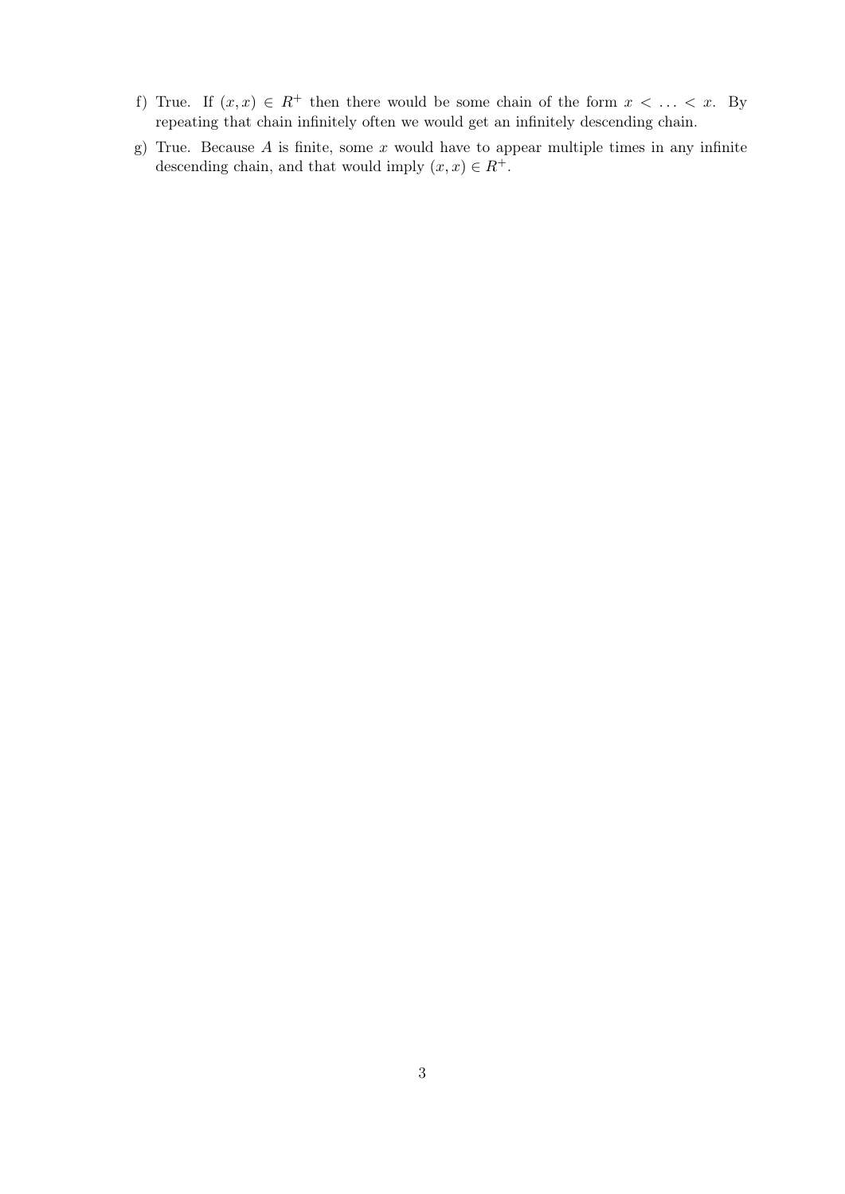f) True. If $(x, x) \in R^+$ then there would be some chain of the form $x < \ldots < x$. By repeating that chain infinitely often we would get an infinitely descending chain.

g) True. Because $A$ is finite, some $x$ would have to appear multiple times in any infinite descending chain, and that would imply $(x, x) \in R^+$.